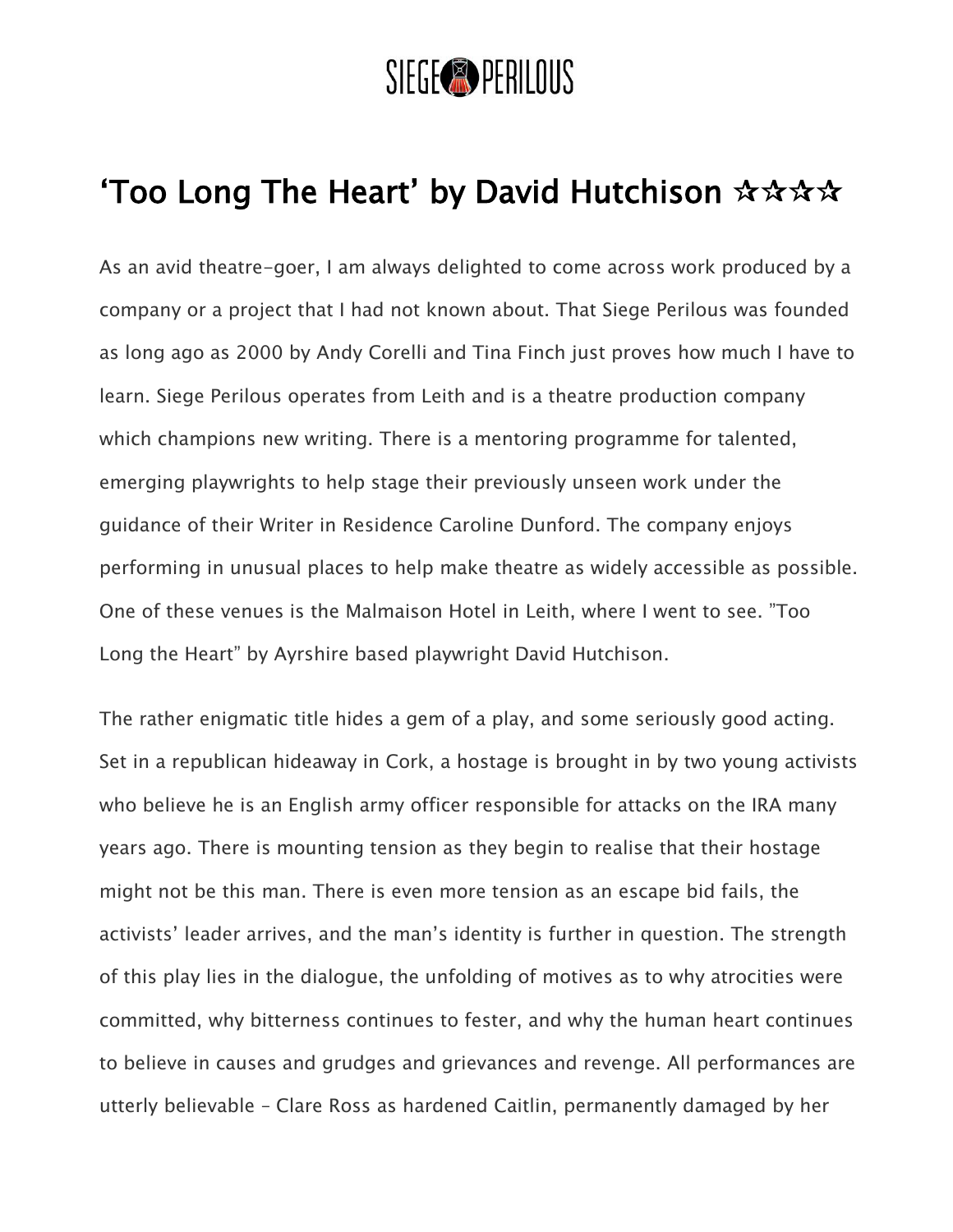# 'Too Long The Heart' by David Hutchison ☆☆☆☆

As an avid theatre-goer, I am always delighted to come across work produced by a company or a project that I had not known about. That Siege Perilous was founded as long ago as 2000 by Andy Corelli and Tina Finch just proves how much I have to learn. Siege Perilous operates from Leith and is a theatre production company which champions new writing. There is a mentoring programme for talented, emerging playwrights to help stage their previously unseen work under the guidance of their Writer in Residence Caroline Dunford. The company enjoys performing in unusual places to help make theatre as widely accessible as possible. One of these venues is the Malmaison Hotel in Leith, where I went to see. "Too Long the Heart" by Ayrshire based playwright David Hutchison.

The rather enigmatic title hides a gem of a play, and some seriously good acting. Set in a republican hideaway in Cork, a hostage is brought in by two young activists who believe he is an English army officer responsible for attacks on the IRA many years ago. There is mounting tension as they begin to realise that their hostage might not be this man. There is even more tension as an escape bid fails, the activists' leader arrives, and the man's identity is further in question. The strength of this play lies in the dialogue, the unfolding of motives as to why atrocities were committed, why bitterness continues to fester, and why the human heart continues to believe in causes and grudges and grievances and revenge. All performances are utterly believable – Clare Ross as hardened Caitlin, permanently damaged by her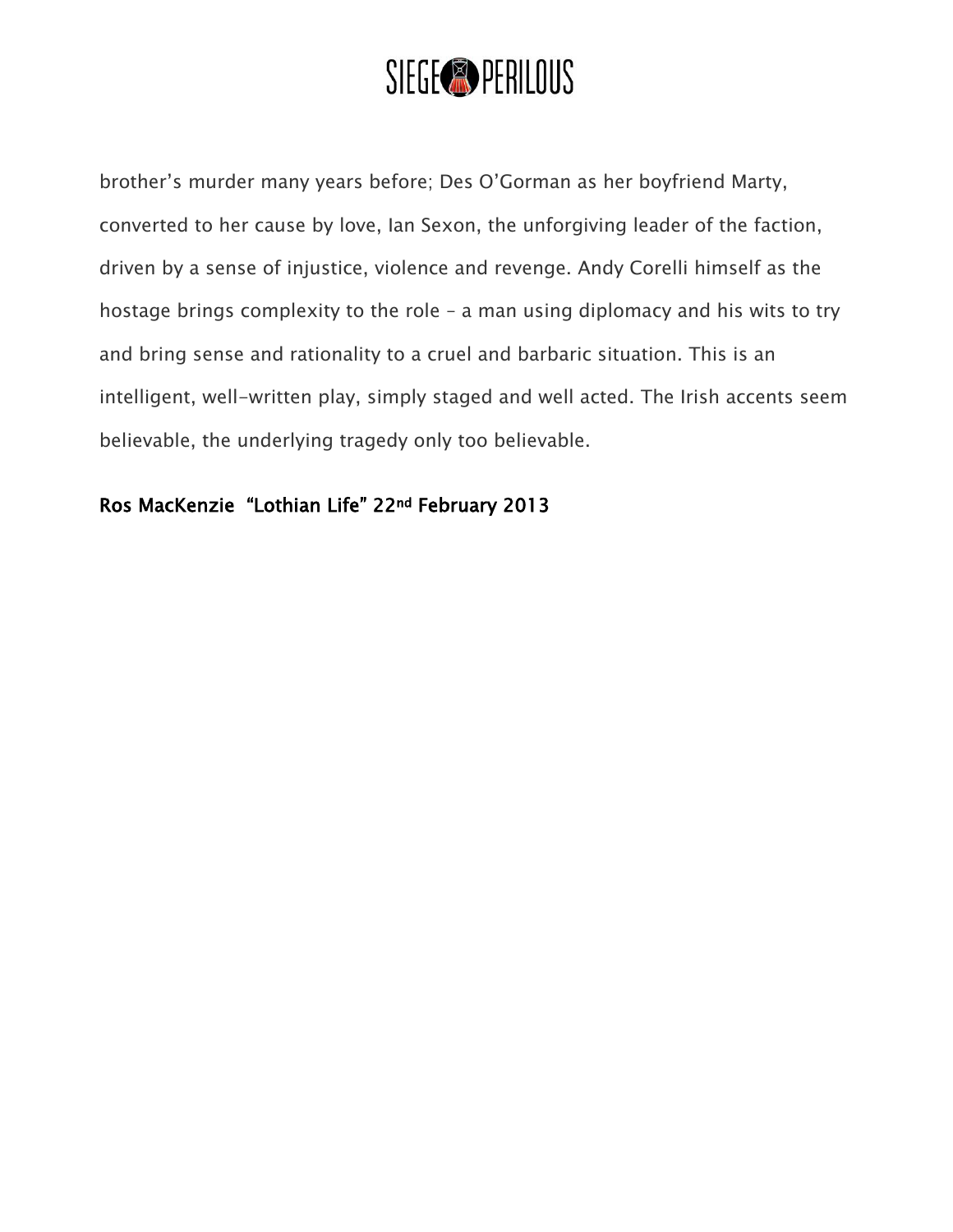brother's murder many years before; Des O'Gorman as her boyfriend Marty, converted to her cause by love, Ian Sexon, the unforgiving leader of the faction, driven by a sense of injustice, violence and revenge. Andy Corelli himself as the hostage brings complexity to the role – a man using diplomacy and his wits to try and bring sense and rationality to a cruel and barbaric situation. This is an intelligent, well-written play, simply staged and well acted. The Irish accents seem believable, the underlying tragedy only too believable.

**Ros MacKenzie "Lothian Life" 22nd February 2013**